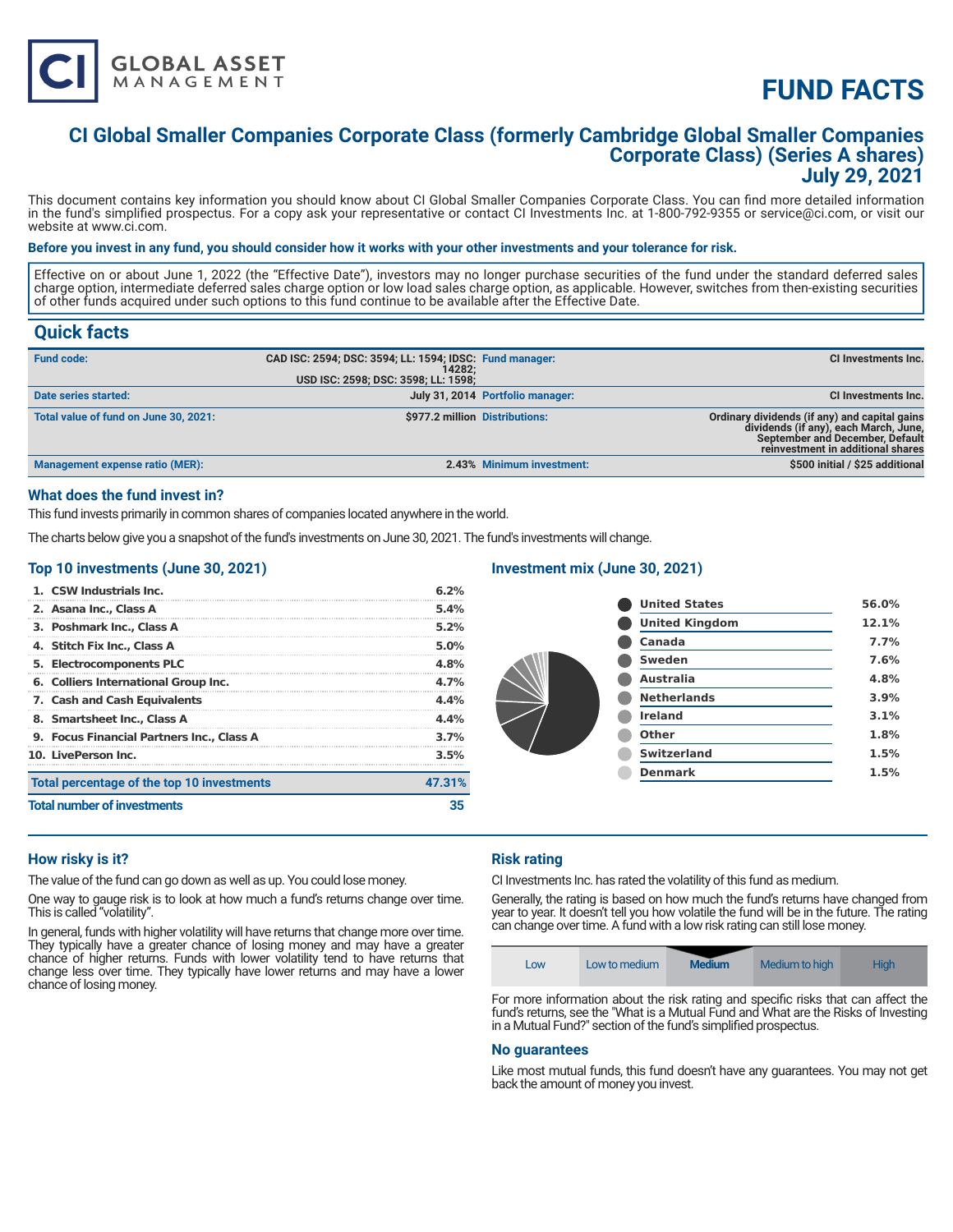# FUND FACTS

## CI Global Smaller Companies Corporate Class (formerly Cambridge Global Smaller Companies Corporate Class) (Series A shares)
## July 29, 2021

This document contains key information you should know about CI Global Smaller Companies Corporate Class. You can find more detailed information in the fund's simplified prospectus. For a copy ask your representative or contact CI Investments Inc. at 1-800-792-9355 or service@ci.com, or visit our website at www.ci.com.

**Before you invest in any fund, you should consider how it works with your other investments and your tolerance for risk.**

Effective on or about June 1, 2022 (the "Effective Date"), investors may no longer purchase securities of the fund under the standard deferred sales charge option, intermediate deferred sales charge option or low load sales charge option, as applicable. However, switches from then-existing securities of other funds acquired under such options to this fund continue to be available after the Effective Date.

## Quick facts

| | | | |
|---|---|---|---|
| **Fund code:** | CAD ISC: 2594; DSC: 3594; LL: 1594; IDSC: 14282; USD ISC: 2598; DSC: 3598; LL: 1598; | **Fund manager:** | CI Investments Inc. |
| **Date series started:** | July 31, 2014 | **Portfolio manager:** | CI Investments Inc. |
| **Total value of fund on June 30, 2021:** | $977.2 million | **Distributions:** | Ordinary dividends (if any) and capital gains dividends (if any), each March, June, September and December, Default reinvestment in additional shares |
| **Management expense ratio (MER):** | 2.43% | **Minimum investment:** | $500 initial / $25 additional |

### What does the fund invest in?

This fund invests primarily in common shares of companies located anywhere in the world.

The charts below give you a snapshot of the fund's investments on June 30, 2021. The fund's investments will change.

### Top 10 investments (June 30, 2021)

| | |
|---|---|
| 1. CSW Industrials Inc. | 6.2% |
| 2. Asana Inc., Class A | 5.4% |
| 3. Poshmark Inc., Class A | 5.2% |
| 4. Stitch Fix Inc., Class A | 5.0% |
| 5. Electrocomponents PLC | 4.8% |
| 6. Colliers International Group Inc. | 4.7% |
| 7. Cash and Cash Equivalents | 4.4% |
| 8. Smartsheet Inc., Class A | 4.4% |
| 9. Focus Financial Partners Inc., Class A | 3.7% |
| 10. LivePerson Inc. | 3.5% |
| **Total percentage of the top 10 investments** | **47.31%** |
| **Total number of investments** | **35** |

### Investment mix (June 30, 2021)

| | |
|---|---|
| United States | 56.0% |
| United Kingdom | 12.1% |
| Canada | 7.7% |
| Sweden | 7.6% |
| Australia | 4.8% |
| Netherlands | 3.9% |
| Ireland | 3.1% |
| Other | 1.8% |
| Switzerland | 1.5% |
| Denmark | 1.5% |

### How risky is it?

The value of the fund can go down as well as up. You could lose money.

One way to gauge risk is to look at how much a fund's returns change over time. This is called "volatility".

In general, funds with higher volatility will have returns that change more over time. They typically have a greater chance of losing money and may have a greater chance of higher returns. Funds with lower volatility tend to have returns that change less over time. They typically have lower returns and may have a lower chance of losing money.

### Risk rating

CI Investments Inc. has rated the volatility of this fund as medium.

Generally, the rating is based on how much the fund's returns have changed from year to year. It doesn't tell you how volatile the fund will be in the future. The rating can change over time. A fund with a low risk rating can still lose money.

| Low | Low to medium | **Medium** | Medium to high | High |
|---|---|---|---|---|

For more information about the risk rating and specific risks that can affect the fund's returns, see the "What is a Mutual Fund and What are the Risks of Investing in a Mutual Fund?" section of the fund's simplified prospectus.

### No guarantees

Like most mutual funds, this fund doesn't have any guarantees. You may not get back the amount of money you invest.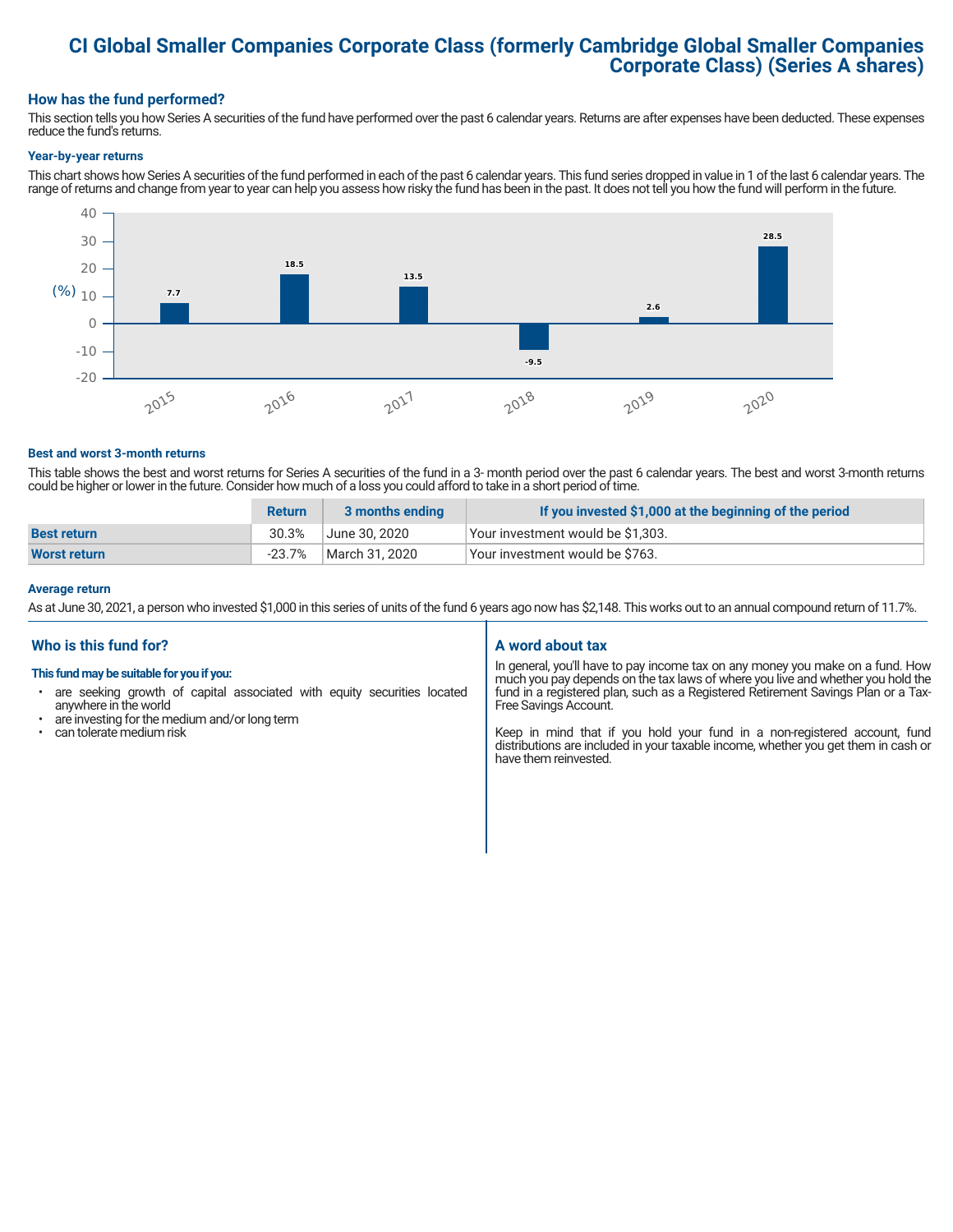# CI Global Smaller Companies Corporate Class (formerly Cambridge Global Smaller Companies Corporate Class) (Series A shares)

## How has the fund performed?

This section tells you how Series A securities of the fund have performed over the past 6 calendar years. Returns are after expenses have been deducted. These expenses reduce the fund's returns.

### Year-by-year returns

This chart shows how Series A securities of the fund performed in each of the past 6 calendar years. This fund series dropped in value in 1 of the last 6 calendar years. The range of returns and change from year to year can help you assess how risky the fund has been in the past. It does not tell you how the fund will perform in the future.

| Year | 2015 | 2016 | 2017 | 2018 | 2019 | 2020 |
|---|---|---|---|---|---|---|
| Return (%) | 7.7 | 18.5 | 13.5 | -9.5 | 2.6 | 28.5 |

### Best and worst 3-month returns

This table shows the best and worst returns for Series A securities of the fund in a 3- month period over the past 6 calendar years. The best and worst 3-month returns could be higher or lower in the future. Consider how much of a loss you could afford to take in a short period of time.

| | Return | 3 months ending | If you invested $1,000 at the beginning of the period |
|---|---|---|---|
| **Best return** | 30.3% | June 30, 2020 | Your investment would be $1,303. |
| **Worst return** | -23.7% | March 31, 2020 | Your investment would be $763. |

### Average return

As at June 30, 2021, a person who invested $1,000 in this series of units of the fund 6 years ago now has $2,148. This works out to an annual compound return of 11.7%.

## Who is this fund for?

**This fund may be suitable for you if you:**

- are seeking growth of capital associated with equity securities located anywhere in the world
- are investing for the medium and/or long term
- can tolerate medium risk

## A word about tax

In general, you'll have to pay income tax on any money you make on a fund. How much you pay depends on the tax laws of where you live and whether you hold the fund in a registered plan, such as a Registered Retirement Savings Plan or a Tax-Free Savings Account.

Keep in mind that if you hold your fund in a non-registered account, fund distributions are included in your taxable income, whether you get them in cash or have them reinvested.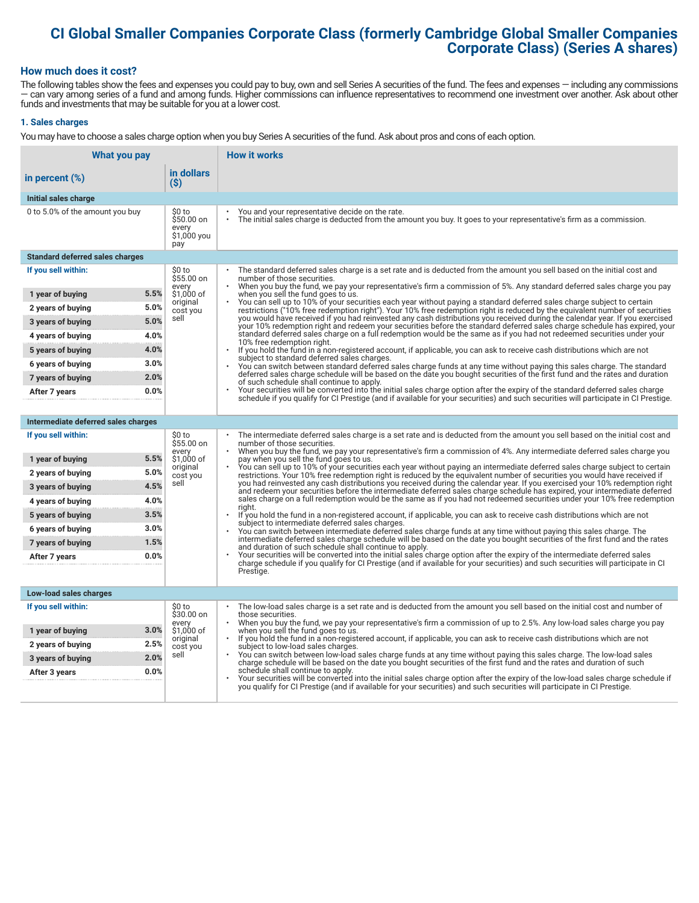# CI Global Smaller Companies Corporate Class (formerly Cambridge Global Smaller Companies Corporate Class) (Series A shares)

## How much does it cost?

The following tables show the fees and expenses you could pay to buy, own and sell Series A securities of the fund. The fees and expenses — including any commissions — can vary among series of a fund and among funds. Higher commissions can influence representatives to recommend one investment over another. Ask about other funds and investments that may be suitable for you at a lower cost.

### 1. Sales charges

You may have to choose a sales charge option when you buy Series A securities of the fund. Ask about pros and cons of each option.

| What you pay in percent (%) | What you pay in dollars ($) | How it works |
|---|---|---|
| **Initial sales charge** | | |
| 0 to 5.0% of the amount you buy | $0 to $50.00 on every $1,000 you pay | • You and your representative decide on the rate.<br>• The initial sales charge is deducted from the amount you buy. It goes to your representative's firm as a commission. |
| **Standard deferred sales charges** | | |
| **If you sell within:**<br>1 year of buying: 5.5%<br>2 years of buying: 5.0%<br>3 years of buying: 5.0%<br>4 years of buying: 4.0%<br>5 years of buying: 4.0%<br>6 years of buying: 3.0%<br>7 years of buying: 2.0%<br>After 7 years: 0.0% | $0 to $55.00 on every $1,000 of original cost you sell | • The standard deferred sales charge is a set rate and is deducted from the amount you sell based on the initial cost and number of those securities.<br>• When you buy the fund, we pay your representative's firm a commission of 5%. Any standard deferred sales charge you pay when you sell the fund goes to us.<br>• You can sell up to 10% of your securities each year without paying a standard deferred sales charge subject to certain restrictions ("10% free redemption right"). Your 10% free redemption right is reduced by the equivalent number of securities you would have received if you had reinvested any cash distributions you received during the calendar year. If you exercised your 10% redemption right and redeem your securities before the standard deferred sales charge schedule has expired, your standard deferred sales charge on a full redemption would be the same as if you had not redeemed securities under your 10% free redemption right.<br>• If you hold the fund in a non-registered account, if applicable, you can ask to receive cash distributions which are not subject to standard deferred sales charges.<br>• You can switch between standard deferred sales charge funds at any time without paying this sales charge. The standard deferred sales charge schedule will be based on the date you bought securities of the first fund and the rates and duration of such schedule shall continue to apply.<br>• Your securities will be converted into the initial sales charge option after the expiry of the standard deferred sales charge schedule if you qualify for CI Prestige (and if available for your securities) and such securities will participate in CI Prestige. |
| **Intermediate deferred sales charges** | | |
| **If you sell within:**<br>1 year of buying: 5.5%<br>2 years of buying: 5.0%<br>3 years of buying: 4.5%<br>4 years of buying: 4.0%<br>5 years of buying: 3.5%<br>6 years of buying: 3.0%<br>7 years of buying: 1.5%<br>After 7 years: 0.0% | $0 to $55.00 on every $1,000 of original cost you sell | • The intermediate deferred sales charge is a set rate and is deducted from the amount you sell based on the initial cost and number of those securities.<br>• When you buy the fund, we pay your representative's firm a commission of 4%. Any intermediate deferred sales charge you pay when you sell the fund goes to us.<br>• You can sell up to 10% of your securities each year without paying an intermediate deferred sales charge subject to certain restrictions. Your 10% free redemption right is reduced by the equivalent number of securities you would have received if you had reinvested any cash distributions you received during the calendar year. If you exercised your 10% redemption right and redeem your securities before the intermediate deferred sales charge schedule has expired, your intermediate deferred sales charge on a full redemption would be the same as if you had not redeemed securities under your 10% free redemption right.<br>• If you hold the fund in a non-registered account, if applicable, you can ask to receive cash distributions which are not subject to intermediate deferred sales charges.<br>• You can switch between intermediate deferred sales charge funds at any time without paying this sales charge. The intermediate deferred sales charge schedule will be based on the date you bought securities of the first fund and the rates and duration of such schedule shall continue to apply.<br>• Your securities will be converted into the initial sales charge option after the expiry of the intermediate deferred sales charge schedule if you qualify for CI Prestige (and if available for your securities) and such securities will participate in CI Prestige. |
| **Low-load sales charges** | | |
| **If you sell within:**<br>1 year of buying: 3.0%<br>2 years of buying: 2.5%<br>3 years of buying: 2.0%<br>After 3 years: 0.0% | $0 to $30.00 on every $1,000 of original cost you sell | • The low-load sales charge is a set rate and is deducted from the amount you sell based on the initial cost and number of those securities.<br>• When you buy the fund, we pay your representative's firm a commission of up to 2.5%. Any low-load sales charge you pay when you sell the fund goes to us.<br>• If you hold the fund in a non-registered account, if applicable, you can ask to receive cash distributions which are not subject to low-load sales charges.<br>• You can switch between low-load sales charge funds at any time without paying this sales charge. The low-load sales charge schedule will be based on the date you bought securities of the first fund and the rates and duration of such schedule shall continue to apply.<br>• Your securities will be converted into the initial sales charge option after the expiry of the low-load sales charge schedule if you qualify for CI Prestige (and if available for your securities) and such securities will participate in CI Prestige. |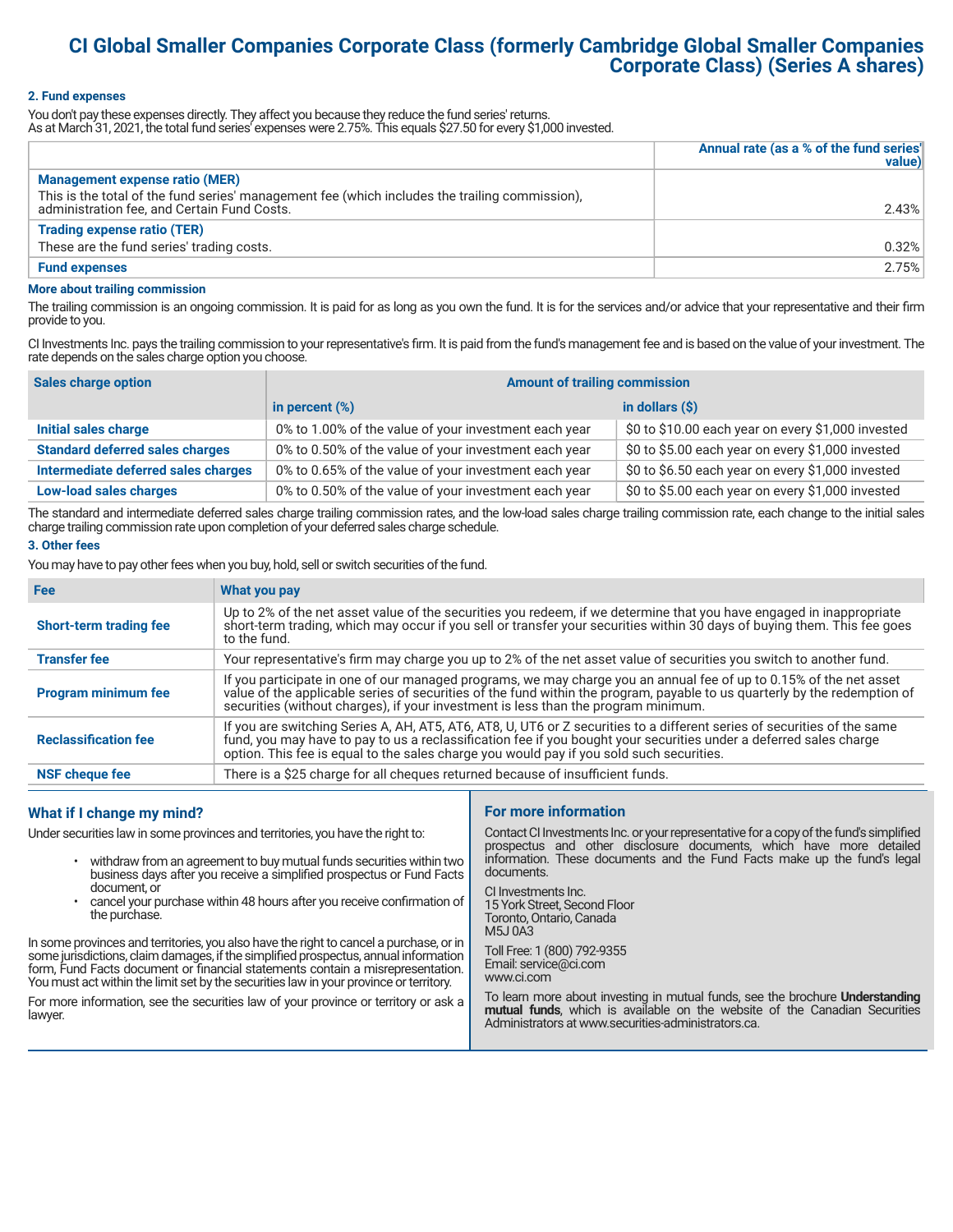# CI Global Smaller Companies Corporate Class (formerly Cambridge Global Smaller Companies Corporate Class) (Series A shares)

### 2. Fund expenses

You don't pay these expenses directly. They affect you because they reduce the fund series' returns.
As at March 31, 2021, the total fund series' expenses were 2.75%. This equals $27.50 for every $1,000 invested.

| | Annual rate (as a % of the fund series' value) |
|---|---|
| **Management expense ratio (MER)**<br>This is the total of the fund series' management fee (which includes the trailing commission), administration fee, and Certain Fund Costs. | 2.43% |
| **Trading expense ratio (TER)**<br>These are the fund series' trading costs. | 0.32% |
| **Fund expenses** | 2.75% |

#### More about trailing commission

The trailing commission is an ongoing commission. It is paid for as long as you own the fund. It is for the services and/or advice that your representative and their firm provide to you.

CI Investments Inc. pays the trailing commission to your representative's firm. It is paid from the fund's management fee and is based on the value of your investment. The rate depends on the sales charge option you choose.

| Sales charge option | Amount of trailing commission | |
|---|---|---|
| | in percent (%) | in dollars ($) |
| Initial sales charge | 0% to 1.00% of the value of your investment each year | $0 to $10.00 each year on every $1,000 invested |
| Standard deferred sales charges | 0% to 0.50% of the value of your investment each year | $0 to $5.00 each year on every $1,000 invested |
| Intermediate deferred sales charges | 0% to 0.65% of the value of your investment each year | $0 to $6.50 each year on every $1,000 invested |
| Low-load sales charges | 0% to 0.50% of the value of your investment each year | $0 to $5.00 each year on every $1,000 invested |

The standard and intermediate deferred sales charge trailing commission rates, and the low-load sales charge trailing commission rate, each change to the initial sales charge trailing commission rate upon completion of your deferred sales charge schedule.

### 3. Other fees

You may have to pay other fees when you buy, hold, sell or switch securities of the fund.

| Fee | What you pay |
|---|---|
| Short-term trading fee | Up to 2% of the net asset value of the securities you redeem, if we determine that you have engaged in inappropriate short-term trading, which may occur if you sell or transfer your securities within 30 days of buying them. This fee goes to the fund. |
| Transfer fee | Your representative's firm may charge you up to 2% of the net asset value of securities you switch to another fund. |
| Program minimum fee | If you participate in one of our managed programs, we may charge you an annual fee of up to 0.15% of the net asset value of the applicable series of securities of the fund within the program, payable to us quarterly by the redemption of securities (without charges), if your investment is less than the program minimum. |
| Reclassification fee | If you are switching Series A, AH, AT5, AT6, AT8, U, UT6 or Z securities to a different series of securities of the same fund, you may have to pay to us a reclassification fee if you bought your securities under a deferred sales charge option. This fee is equal to the sales charge you would pay if you sold such securities. |
| NSF cheque fee | There is a $25 charge for all cheques returned because of insufficient funds. |

## What if I change my mind?

Under securities law in some provinces and territories, you have the right to:

- withdraw from an agreement to buy mutual funds securities within two business days after you receive a simplified prospectus or Fund Facts document, or
- cancel your purchase within 48 hours after you receive confirmation of the purchase.

In some provinces and territories, you also have the right to cancel a purchase, or in some jurisdictions, claim damages, if the simplified prospectus, annual information form, Fund Facts document or financial statements contain a misrepresentation. You must act within the limit set by the securities law in your province or territory.

For more information, see the securities law of your province or territory or ask a lawyer.

## For more information

Contact CI Investments Inc. or your representative for a copy of the fund's simplified prospectus and other disclosure documents, which have more detailed information. These documents and the Fund Facts make up the fund's legal documents.

CI Investments Inc.
15 York Street, Second Floor
Toronto, Ontario, Canada
M5J 0A3

Toll Free: 1 (800) 792-9355
Email: service@ci.com
www.ci.com

To learn more about investing in mutual funds, see the brochure **Understanding mutual funds**, which is available on the website of the Canadian Securities Administrators at www.securities-administrators.ca.